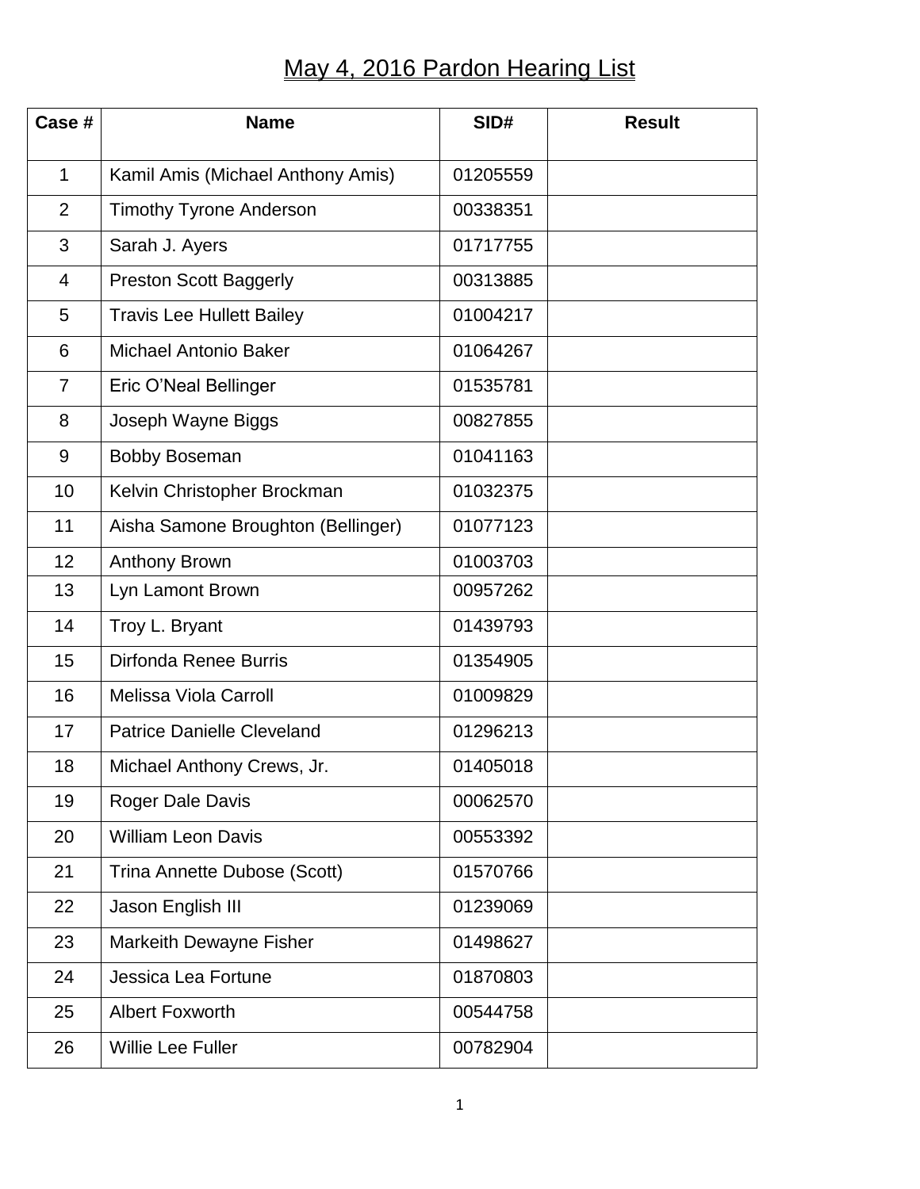# May 4, 2016 Pardon Hearing List

| Case # | Name | SID# | Result |
|---|---|---|---|
| 1 | Kamil Amis (Michael Anthony Amis) | 01205559 | |
| 2 | Timothy Tyrone Anderson | 00338351 | |
| 3 | Sarah J. Ayers | 01717755 | |
| 4 | Preston Scott Baggerly | 00313885 | |
| 5 | Travis Lee Hullett Bailey | 01004217 | |
| 6 | Michael Antonio Baker | 01064267 | |
| 7 | Eric O'Neal Bellinger | 01535781 | |
| 8 | Joseph Wayne Biggs | 00827855 | |
| 9 | Bobby Boseman | 01041163 | |
| 10 | Kelvin Christopher Brockman | 01032375 | |
| 11 | Aisha Samone Broughton (Bellinger) | 01077123 | |
| 12 | Anthony Brown | 01003703 | |
| 13 | Lyn Lamont Brown | 00957262 | |
| 14 | Troy L. Bryant | 01439793 | |
| 15 | Dirfonda Renee Burris | 01354905 | |
| 16 | Melissa Viola Carroll | 01009829 | |
| 17 | Patrice Danielle Cleveland | 01296213 | |
| 18 | Michael Anthony Crews, Jr. | 01405018 | |
| 19 | Roger Dale Davis | 00062570 | |
| 20 | William Leon Davis | 00553392 | |
| 21 | Trina Annette Dubose (Scott) | 01570766 | |
| 22 | Jason English III | 01239069 | |
| 23 | Markeith Dewayne Fisher | 01498627 | |
| 24 | Jessica Lea Fortune | 01870803 | |
| 25 | Albert Foxworth | 00544758 | |
| 26 | Willie Lee Fuller | 00782904 | |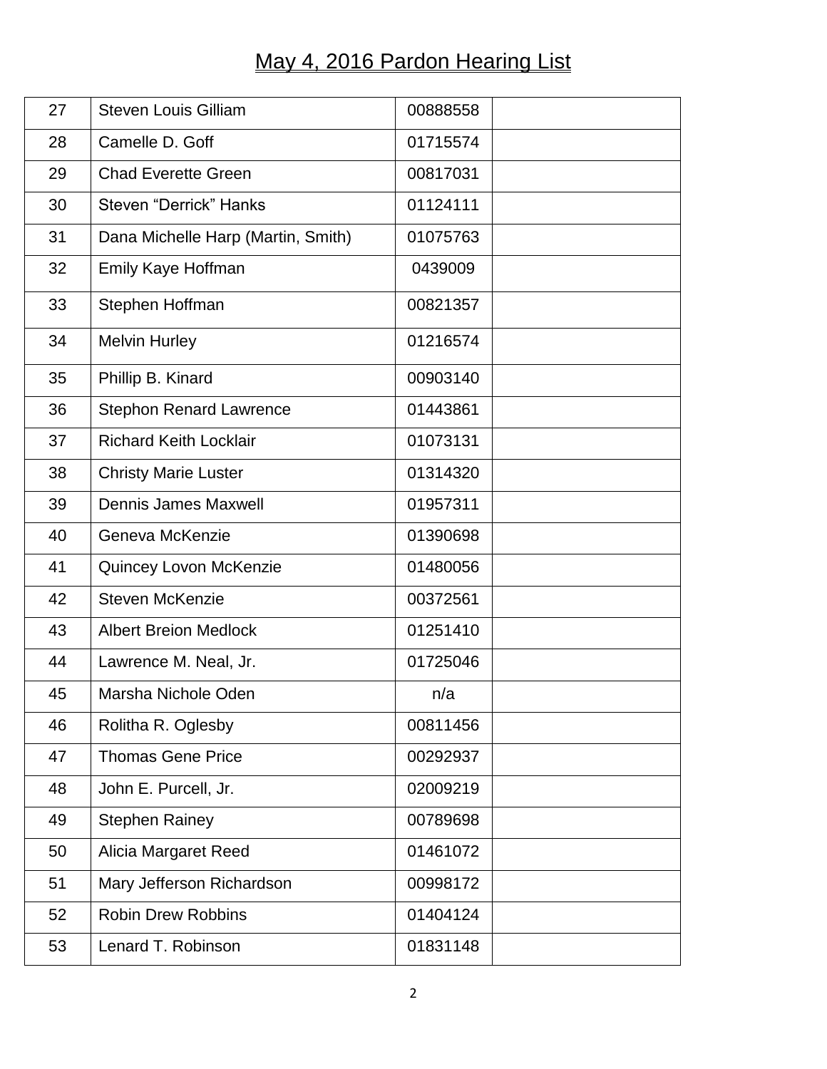# May 4, 2016 Pardon Hearing List

| | | | |
|---|---|---|---|
| 27 | Steven Louis Gilliam | 00888558 | |
| 28 | Camelle D. Goff | 01715574 | |
| 29 | Chad Everette Green | 00817031 | |
| 30 | Steven “Derrick” Hanks | 01124111 | |
| 31 | Dana Michelle Harp (Martin, Smith) | 01075763 | |
| 32 | Emily Kaye Hoffman | 0439009 | |
| 33 | Stephen Hoffman | 00821357 | |
| 34 | Melvin Hurley | 01216574 | |
| 35 | Phillip B. Kinard | 00903140 | |
| 36 | Stephon Renard Lawrence | 01443861 | |
| 37 | Richard Keith Locklair | 01073131 | |
| 38 | Christy Marie Luster | 01314320 | |
| 39 | Dennis James Maxwell | 01957311 | |
| 40 | Geneva McKenzie | 01390698 | |
| 41 | Quincey Lovon McKenzie | 01480056 | |
| 42 | Steven McKenzie | 00372561 | |
| 43 | Albert Breion Medlock | 01251410 | |
| 44 | Lawrence M. Neal, Jr. | 01725046 | |
| 45 | Marsha Nichole Oden | n/a | |
| 46 | Rolitha R. Oglesby | 00811456 | |
| 47 | Thomas Gene Price | 00292937 | |
| 48 | John E. Purcell, Jr. | 02009219 | |
| 49 | Stephen Rainey | 00789698 | |
| 50 | Alicia Margaret Reed | 01461072 | |
| 51 | Mary Jefferson Richardson | 00998172 | |
| 52 | Robin Drew Robbins | 01404124 | |
| 53 | Lenard T. Robinson | 01831148 | |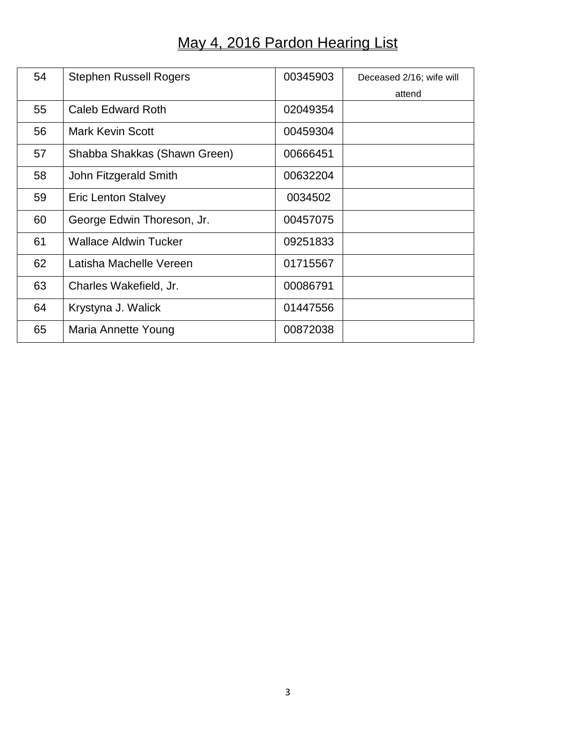# May 4, 2016 Pardon Hearing List

| | | | |
|---|---|---|---|
| 54 | Stephen Russell Rogers | 00345903 | Deceased 2/16; wife will attend |
| 55 | Caleb Edward Roth | 02049354 | |
| 56 | Mark Kevin Scott | 00459304 | |
| 57 | Shabba Shakkas (Shawn Green) | 00666451 | |
| 58 | John Fitzgerald Smith | 00632204 | |
| 59 | Eric Lenton Stalvey | 0034502 | |
| 60 | George Edwin Thoreson, Jr. | 00457075 | |
| 61 | Wallace Aldwin Tucker | 09251833 | |
| 62 | Latisha Machelle Vereen | 01715567 | |
| 63 | Charles Wakefield, Jr. | 00086791 | |
| 64 | Krystyna J. Walick | 01447556 | |
| 65 | Maria Annette Young | 00872038 | |